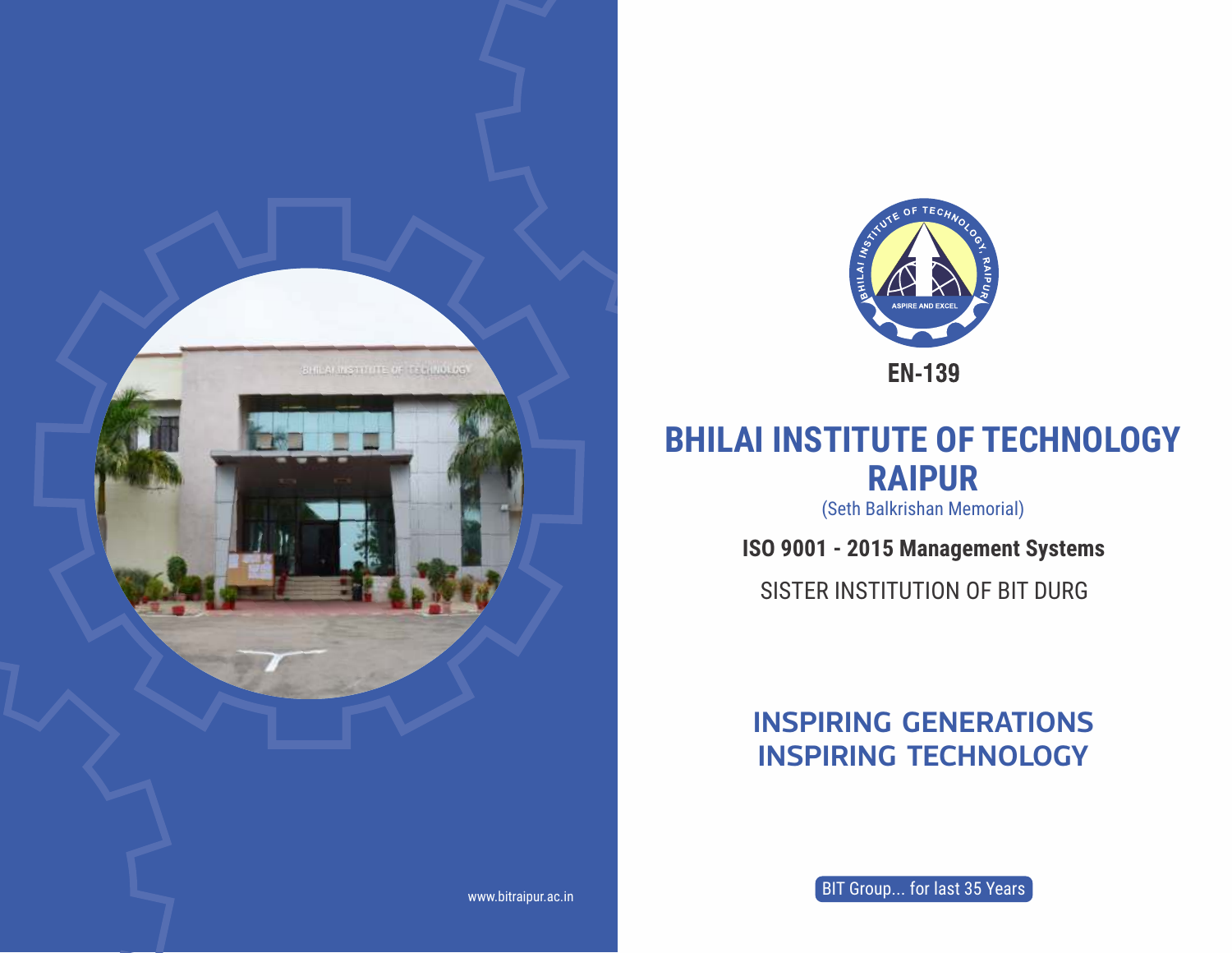EN-139

# BHILAI INSTITUTE OF TECHNOLOGY RAIPUR

(Seth Balkrishan Memorial)

**ISO 9001 - 2015 Management Systems**

SISTER INSTITUTION OF BIT DURG

## INSPIRING GENERATIONS INSPIRING TECHNOLOGY

BIT Group... for last 35 Years

www.bitraipur.ac.in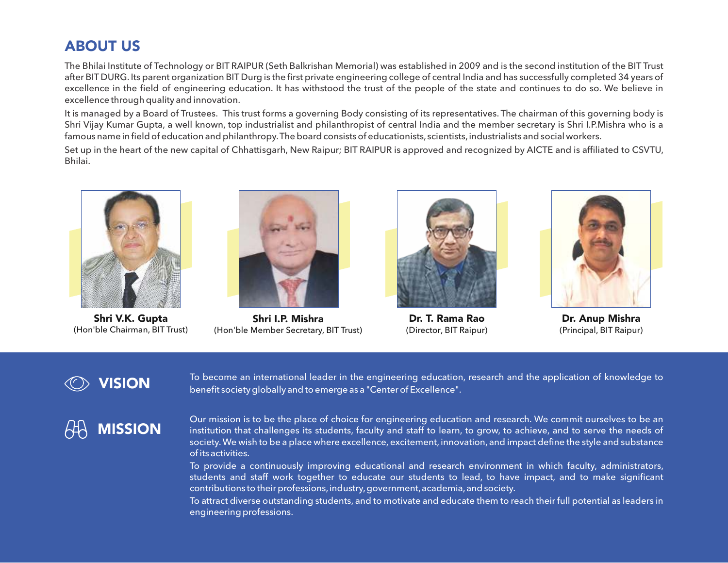## ABOUT US

The Bhilai Institute of Technology or BIT RAIPUR (Seth Balkrishan Memorial) was established in 2009 and is the second institution of the BIT Trust after BIT DURG. Its parent organization BIT Durg is the first private engineering college of central India and has successfully completed 34 years of excellence in the field of engineering education. It has withstood the trust of the people of the state and continues to do so. We believe in excellence through quality and innovation.

It is managed by a Board of Trustees. This trust forms a governing Body consisting of its representatives. The chairman of this governing body is Shri Vijay Kumar Gupta, a well known, top industrialist and philanthropist of central India and the member secretary is Shri I.P.Mishra who is a famous name in field of education and philanthropy. The board consists of educationists, scientists, industrialists and social workers.

Set up in the heart of the new capital of Chhattisgarh, New Raipur; BIT RAIPUR is approved and recognized by AICTE and is affiliated to CSVTU, Bhilai.

**Shri V.K. Gupta**
(Hon'ble Chairman, BIT Trust)

**Shri I.P. Mishra**
(Hon'ble Member Secretary, BIT Trust)

**Dr. T. Rama Rao**
(Director, BIT Raipur)

**Dr. Anup Mishra**
(Principal, BIT Raipur)

## VISION

To become an international leader in the engineering education, research and the application of knowledge to benefit society globally and to emerge as a "Center of Excellence".

## MISSION

Our mission is to be the place of choice for engineering education and research. We commit ourselves to be an institution that challenges its students, faculty and staff to learn, to grow, to achieve, and to serve the needs of society. We wish to be a place where excellence, excitement, innovation, and impact define the style and substance of its activities.

To provide a continuously improving educational and research environment in which faculty, administrators, students and staff work together to educate our students to lead, to have impact, and to make significant contributions to their professions, industry, government, academia, and society.

To attract diverse outstanding students, and to motivate and educate them to reach their full potential as leaders in engineering professions.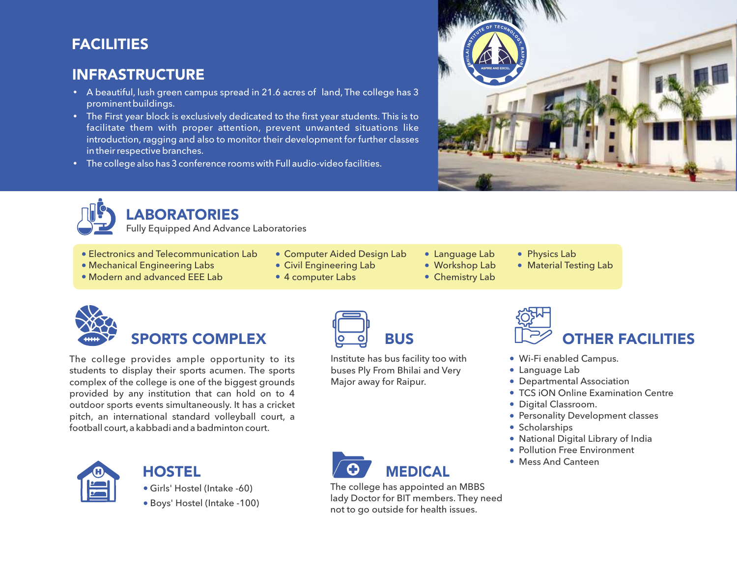# FACILITIES

## INFRASTRUCTURE

- A beautiful, lush green campus spread in 21.6 acres of land, The college has 3 prominent buildings.
- The First year block is exclusively dedicated to the first year students. This is to facilitate them with proper attention, prevent unwanted situations like introduction, ragging and also to monitor their development for further classes in their respective branches.
- The college also has 3 conference rooms with Full audio-video facilities.

## LABORATORIES

Fully Equipped And Advance Laboratories

- Electronics and Telecommunication Lab
- Mechanical Engineering Labs
- Modern and advanced EEE Lab
- Computer Aided Design Lab
- Civil Engineering Lab
- 4 computer Labs
- Language Lab
- Workshop Lab
- Chemistry Lab
- Physics Lab
- Material Testing Lab

## SPORTS COMPLEX

The college provides ample opportunity to its students to display their sports acumen. The sports complex of the college is one of the biggest grounds provided by any institution that can hold on to 4 outdoor sports events simultaneously. It has a cricket pitch, an international standard volleyball court, a football court, a kabbadi and a badminton court.

## BUS

Institute has bus facility too with buses Ply From Bhilai and Very Major away for Raipur.

## OTHER FACILITIES

- Wi-Fi enabled Campus.
- Language Lab
- Departmental Association
- TCS iON Online Examination Centre
- Digital Classroom.
- Personality Development classes
- Scholarships
- National Digital Library of India
- Pollution Free Environment
- Mess And Canteen

## HOSTEL

- Girls' Hostel (Intake -60)
- Boys' Hostel (Intake -100)

## MEDICAL

The college has appointed an MBBS lady Doctor for BIT members. They need not to go outside for health issues.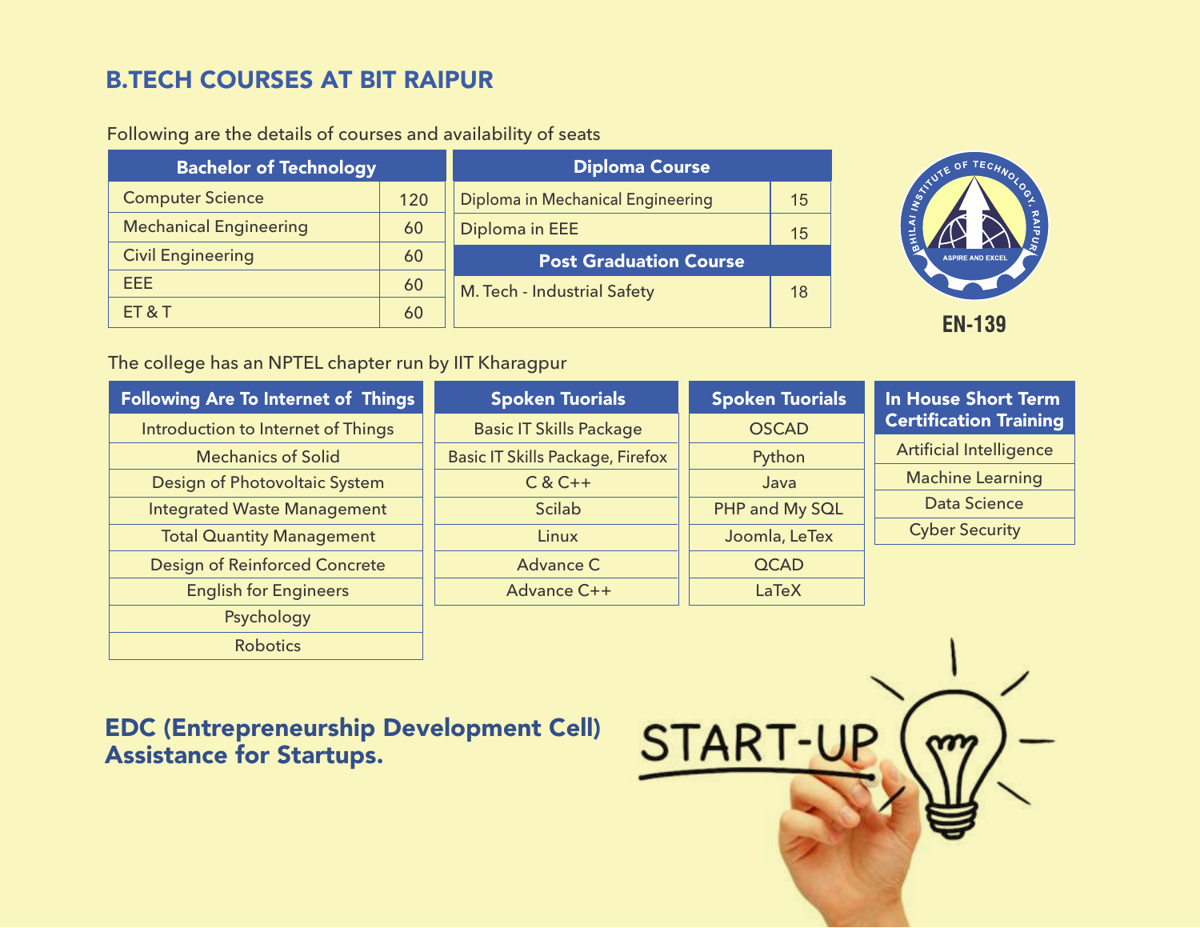## B.TECH COURSES AT BIT RAIPUR

Following are the details of courses and availability of seats

| Bachelor of Technology | |
|---|---|
| Computer Science | 120 |
| Mechanical Engineering | 60 |
| Civil Engineering | 60 |
| EEE | 60 |
| ET & T | 60 |

| Diploma Course | |
|---|---|
| Diploma in Mechanical Engineering | 15 |
| Diploma in EEE | 15 |

| Post Graduation Course | |
|---|---|
| M. Tech - Industrial Safety | 18 |

EN-139

The college has an NPTEL chapter run by IIT Kharagpur

| Following Are To Internet of Things |
|---|
| Introduction to Internet of Things |
| Mechanics of Solid |
| Design of Photovoltaic System |
| Integrated Waste Management |
| Total Quantity Management |
| Design of Reinforced Concrete |
| English for Engineers |
| Psychology |
| Robotics |

| Spoken Tuorials |
|---|
| Basic IT Skills Package |
| Basic IT Skills Package, Firefox |
| C & C++ |
| Scilab |
| Linux |
| Advance C |
| Advance C++ |

| Spoken Tuorials |
|---|
| OSCAD |
| Python |
| Java |
| PHP and My SQL |
| Joomla, LeTex |
| QCAD |
| LaTeX |

| In House Short Term Certification Training |
|---|
| Artificial Intelligence |
| Machine Learning |
| Data Science |
| Cyber Security |

## EDC (Entrepreneurship Development Cell) Assistance for Startups.

START-UP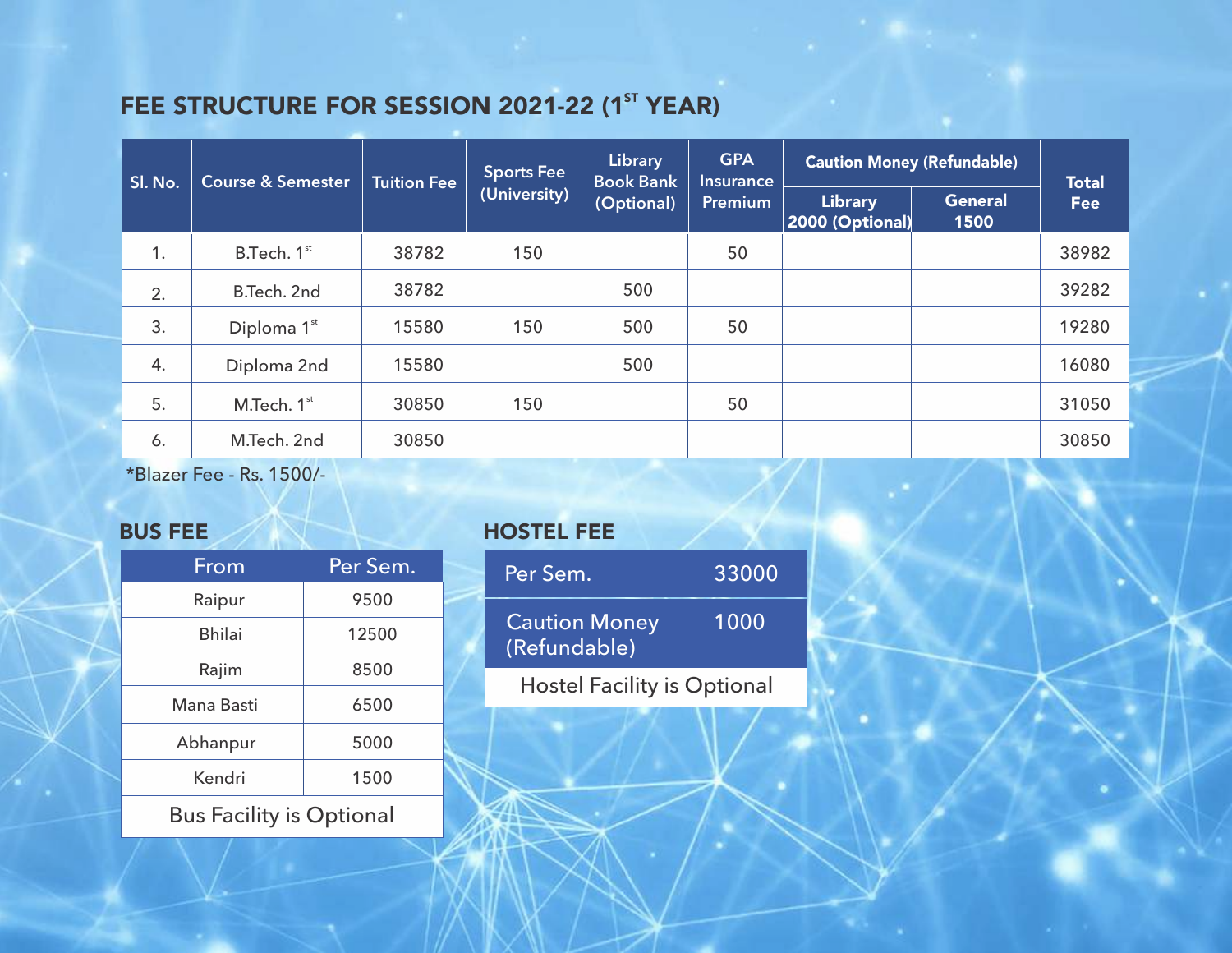## FEE STRUCTURE FOR SESSION 2021-22 (1ST YEAR)

| Sl. No. | Course & Semester | Tuition Fee | Sports Fee (University) | Library Book Bank (Optional) | GPA Insurance Premium | Caution Money (Refundable) | | Total Fee |
|---|---|---|---|---|---|---|---|---|
| | | | | | | Library 2000 (Optional) | General 1500 | |
| 1. | B.Tech. 1st | 38782 | 150 | | 50 | | | 38982 |
| 2. | B.Tech. 2nd | 38782 | | 500 | | | | 39282 |
| 3. | Diploma 1st | 15580 | 150 | 500 | 50 | | | 19280 |
| 4. | Diploma 2nd | 15580 | | 500 | | | | 16080 |
| 5. | M.Tech. 1st | 30850 | 150 | | 50 | | | 31050 |
| 6. | M.Tech. 2nd | 30850 | | | | | | 30850 |

*Blazer Fee - Rs. 1500/-

## BUS FEE

| From | Per Sem. |
|---|---|
| Raipur | 9500 |
| Bhilai | 12500 |
| Rajim | 8500 |
| Mana Basti | 6500 |
| Abhanpur | 5000 |
| Kendri | 1500 |

Bus Facility is Optional

## HOSTEL FEE

| Per Sem. | 33000 |
|---|---|
| Caution Money (Refundable) | 1000 |

Hostel Facility is Optional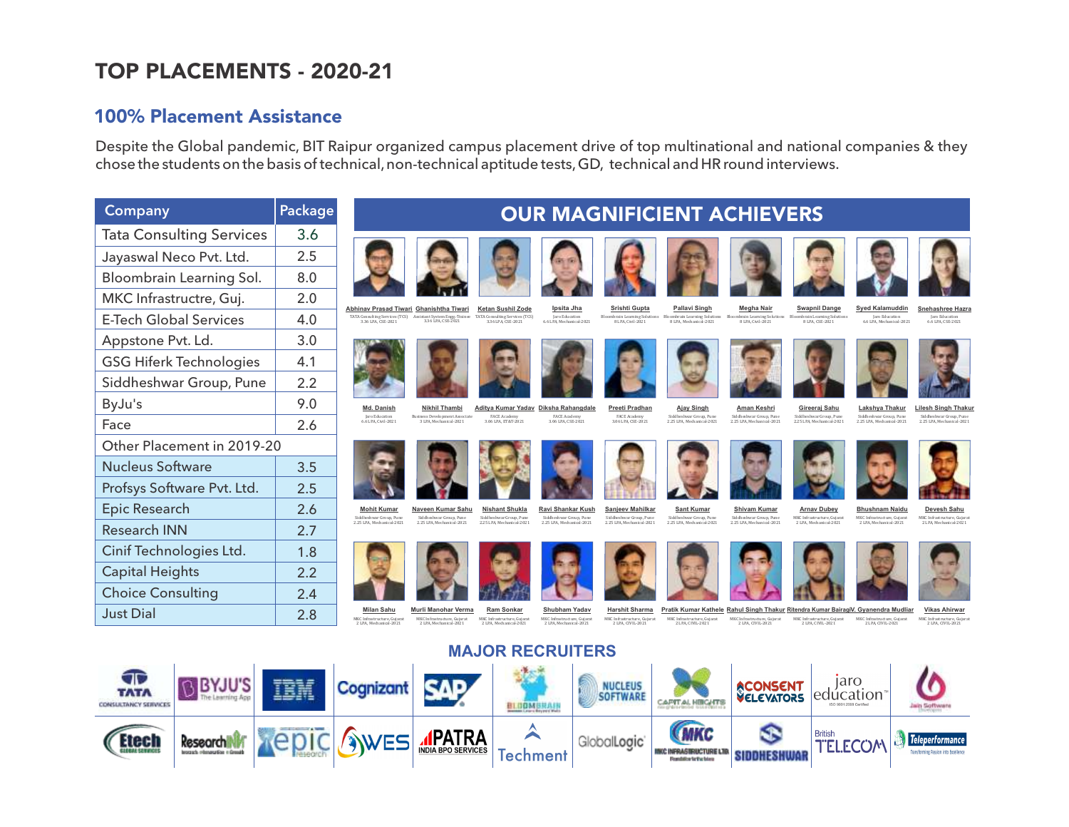# TOP PLACEMENTS - 2020-21

## 100% Placement Assistance

Despite the Global pandemic, BIT Raipur organized campus placement drive of top multinational and national companies & they chose the students on the basis of technical, non-technical aptitude tests, GD, technical and HR round interviews.

| Company | Package |
|---|---|
| Tata Consulting Services | 3.6 |
| Jayaswal Neco Pvt. Ltd. | 2.5 |
| Bloombrain Learning Sol. | 8.0 |
| MKC Infrastructre, Guj. | 2.0 |
| E-Tech Global Services | 4.0 |
| Appstone Pvt. Ld. | 3.0 |
| GSG Hiferk Technologies | 4.1 |
| Siddheshwar Group, Pune | 2.2 |
| ByJu's | 9.0 |
| Face | 2.6 |
| Other Placement in 2019-20 | |
| Nucleus Software | 3.5 |
| Profsys Software Pvt. Ltd. | 2.5 |
| Epic Research | 2.6 |
| Research INN | 2.7 |
| Cinif Technologies Ltd. | 1.8 |
| Capital Heights | 2.2 |
| Choice Consulting | 2.4 |
| Just Dial | 2.8 |

## OUR MAGNIFICIENT ACHIEVERS

- **Abhinav Prasad Tiwari** – TATA Consulting Services (TCS), 3.36 LPA, CSE-2021
- **Ghanishtha Tiwari** – Assistant System Engg.-Trainee, 3.36 LPA, CSE-2021
- **Ketan Sushil Zode** – TATA Consulting Services (TCS), 3.36 LPA, CSE-2021
- **Ipsita Jha** – Jaro Education, 6.6 LPA, Mechanical-2021
- **Srishti Gupta** – Bloombrain Learning Solutions, 8 LPA, Civil-2021
- **Pallavi Singh** – Bloombrain Learning Solutions, 8 LPA, Mechanical-2021
- **Megha Nair** – Bloombrain Learning Solutions, 8 LPA, Civil-2021
- **Swapnil Dange** – Bloombrain Learning Solutions, 8 LPA, CSE-2021
- **Syed Kalamuddin** – Jaro Education, 6.6 LPA, Mechanical-2021
- **Snehashree Hazra** – Jaro Education, 6.6 LPA, CSE-2021
- **Md. Danish** – Jaro Education, 6.6 LPA, Civil-2021
- **Nikhil Thambi** – Business Development Associate, 3 LPA, Mechanical-2021
- **Aditya Kumar Yadav** – FACE Academy, 3.06 LPA, ET&T-2021
- **Diksha Rahangdale** – FACE Academy, 3.06 LPA, CSE-2021
- **Preeti Pradhan** – FACE Academy, 3.06 LPA, CSE-2021
- **Ajay Singh** – Siddheshwar Group, Pune, 2.25 LPA, Mechanical-2021
- **Aman Keshri** – Siddheshwar Group, Pune, 2.25 LPA, Mechanical-2021
- **Gireeraj Sahu** – Siddheshwar Group, Pune, 2.25 LPA, Mechanical-2021
- **Lakshya Thakur** – Siddheshwar Group, Pune, 2.25 LPA, Mechanical-2021
- **Lilesh Singh Thakur** – Siddheshwar Group, Pune, 2.25 LPA, Mechanical-2021
- **Mohit Kumar** – Siddheshwar Group, Pune, 2.25 LPA, Mechanical-2021
- **Naveen Kumar Sahu** – Siddheshwar Group, Pune, 2.25 LPA, Mechanical-2021
- **Nishant Shukla** – Siddheshwar Group, Pune, 2.25 LPA, Mechanical-2021
- **Ravi Shankar Kush** – Siddheshwar Group, Pune, 2.25 LPA, Mechanical-2021
- **Sanjeev Mahilkar** – Siddheshwar Group, Pune, 2.25 LPA, Mechanical-2021
- **Sant Kumar** – Siddheshwar Group, Pune, 2.25 LPA, Mechanical-2021
- **Shivam Kumar** – Siddheshwar Group, Pune, 2.25 LPA, Mechanical-2021
- **Arnav Dubey** – MKC Infrastructure, Gujarat, 2 LPA, Mechanical-2021
- **Bhushnam Naidu** – MKC Infrastructure, Gujarat, 2 LPA, Mechanical-2021
- **Devesh Sahu** – MKC Infrastructure, Gujarat, 2 LPA, Mechanical-2021
- **Milan Sahu** – MKC Infrastructure, Gujarat, 2 LPA, Mechanical-2021
- **Murli Manohar Verma** – MKC Infrastructure, Gujarat, 2 LPA, Mechanical-2021
- **Ram Sonkar** – MKC Infrastructure, Gujarat, 2 LPA, Mechanical-2021
- **Shubham Yadav** – MKC Infrastructure, Gujarat, 2 LPA, Mechanical-2021
- **Harshit Sharma** – MKC Infrastructure, Gujarat, 2 LPA, CIVIL-2021
- **Pratik Kumar Kathele** – MKC Infrastructure, Gujarat, 2 LPA, CIVIL-2021
- **Rahul Singh Thakur** – MKC Infrastructure, Gujarat, 2 LPA, CIVIL-2021
- **Ritendra Kumar Bairagi** – MKC Infrastructure, Gujarat, 2 LPA, CIVIL-2021
- **V. Gyanendra Mudliar** – MKC Infrastructure, Gujarat, 2 LPA, CIVIL-2021
- **Vikas Ahirwar** – MKC Infrastructure, Gujarat, 2 LPA, CIVIL-2021

## MAJOR RECRUITERS

TATA Consultancy Services, BYJU'S The Learning App, IBM, Cognizant, SAP, Bloombrain, Nucleus Software, Capital Heights, Consent Elevators, jaro education, Jain Software, Etech Global Services, ResearchInn, epic research, WES, Patra India BPO Services, Techment, GlobalLogic, MKC Infrastructure Ltd., Siddheshwar, British Telecom, Teleperformance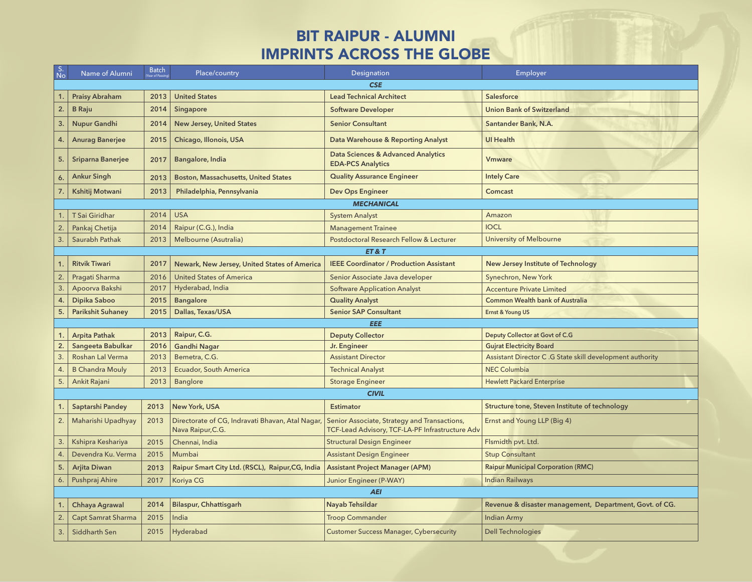# BIT RAIPUR - ALUMNI
# IMPRINTS ACROSS THE GLOBE

| S. No | Name of Alumni | Batch (Year of Passing) | Place/country | Designation | Employer |
|---|---|---|---|---|---|
| | | | ***CSE*** | | |
| 1. | **Praisy Abraham** | **2013** | **United States** | **Lead Technical Architect** | **Salesforce** |
| 2. | **B Raju** | **2014** | **Singapore** | **Software Developer** | **Union Bank of Switzerland** |
| 3. | **Nupur Gandhi** | **2014** | **New Jersey, United States** | **Senior Consultant** | **Santander Bank, N.A.** |
| 4. | **Anurag Banerjee** | **2015** | **Chicago, Illonois, USA** | **Data Warehouse & Reporting Analyst** | **UI Health** |
| 5. | **Sriparna Banerjee** | **2017** | **Bangalore, India** | **Data Sciences & Advanced Analytics EDA-PCS Analytics** | **Vmware** |
| 6. | **Ankur Singh** | **2013** | **Boston, Massachusetts, United States** | **Quality Assurance Engineer** | **Intely Care** |
| 7. | **Kshitij Motwani** | **2013** | **Philadelphia, Pennsylvania** | **Dev Ops Engineer** | **Comcast** |
| | | | ***MECHANICAL*** | | |
| 1. | T Sai Giridhar | 2014 | USA | System Analyst | Amazon |
| 2. | Pankaj Chetija | 2014 | Raipur (C.G.), India | Management Trainee | IOCL |
| 3. | Saurabh Pathak | 2013 | Melbourne (Asutralia) | Postdoctoral Research Fellow & Lecturer | University of Melbourne |
| | | | ***ET & T*** | | |
| 1. | **Ritvik Tiwari** | **2017** | **Newark, New Jersey, United States of America** | **IEEE Coordinator / Production Assistant** | **New Jersey Institute of Technology** |
| 2. | Pragati Sharma | 2016 | United States of America | Senior Associate Java developer | Synechron, New York |
| 3. | Apoorva Bakshi | 2017 | Hyderabad, India | Software Application Analyst | Accenture Private Limited |
| 4. | **Dipika Saboo** | **2015** | **Bangalore** | **Quality Analyst** | **Common Wealth bank of Australia** |
| 5. | **Parikshit Suhaney** | **2015** | **Dallas, Texas/USA** | **Senior SAP Consultant** | **Ernst & Young US** |
| | | | ***EEE*** | | |
| 1. | **Arpita Pathak** | **2013** | **Raipur, C.G.** | **Deputy Collector** | **Deputy Collector at Govt of C.G** |
| 2. | **Sangeeta Babulkar** | **2016** | **Gandhi Nagar** | **Jr. Engineer** | **Gujrat Electricity Board** |
| 3. | Roshan Lal Verma | 2013 | Bemetra, C.G. | Assistant Director | Assistant Director C .G State skill development authority |
| 4. | B Chandra Mouly | 2013 | Ecuador, South America | Technical Analyst | NEC Columbia |
| 5. | Ankit Rajani | 2013 | Banglore | Storage Engineer | Hewlett Packard Enterprise |
| | | | ***CIVIL*** | | |
| 1. | **Saptarshi Pandey** | **2013** | **New York, USA** | **Estimator** | **Structure tone, Steven Institute of technology** |
| 2. | Maharishi Upadhyay | 2013 | Directorate of CG, Indravati Bhavan, Atal Nagar, Nava Raipur,C.G. | Senior Associate, Strategy and Transactions, TCF-Lead Advisory, TCF-LA-PF Infrastructure Adv | Ernst and Young LLP (Big 4) |
| 3. | Kshipra Keshariya | 2015 | Chennai, India | Structural Design Engineer | Flsmidth pvt. Ltd. |
| 4. | Devendra Ku. Verma | 2015 | Mumbai | Assistant Design Engineer | Stup Consultant |
| 5. | **Arjita Diwan** | **2013** | **Raipur Smart City Ltd. (RSCL), Raipur,CG, India** | **Assistant Project Manager (APM)** | **Raipur Municipal Corporation (RMC)** |
| 6. | Pushpraj Ahire | 2017 | Koriya CG | Junior Engineer (P-WAY) | Indian Railways |
| | | | ***AEI*** | | |
| 1. | **Chhaya Agrawal** | **2014** | **Bilaspur, Chhattisgarh** | **Nayab Tehsildar** | **Revenue & disaster management, Department, Govt. of CG.** |
| 2. | Capt Samrat Sharma | 2015 | India | Troop Commander | Indian Army |
| 3. | Siddharth Sen | 2015 | Hyderabad | Customer Success Manager, Cybersecurity | Dell Technologies |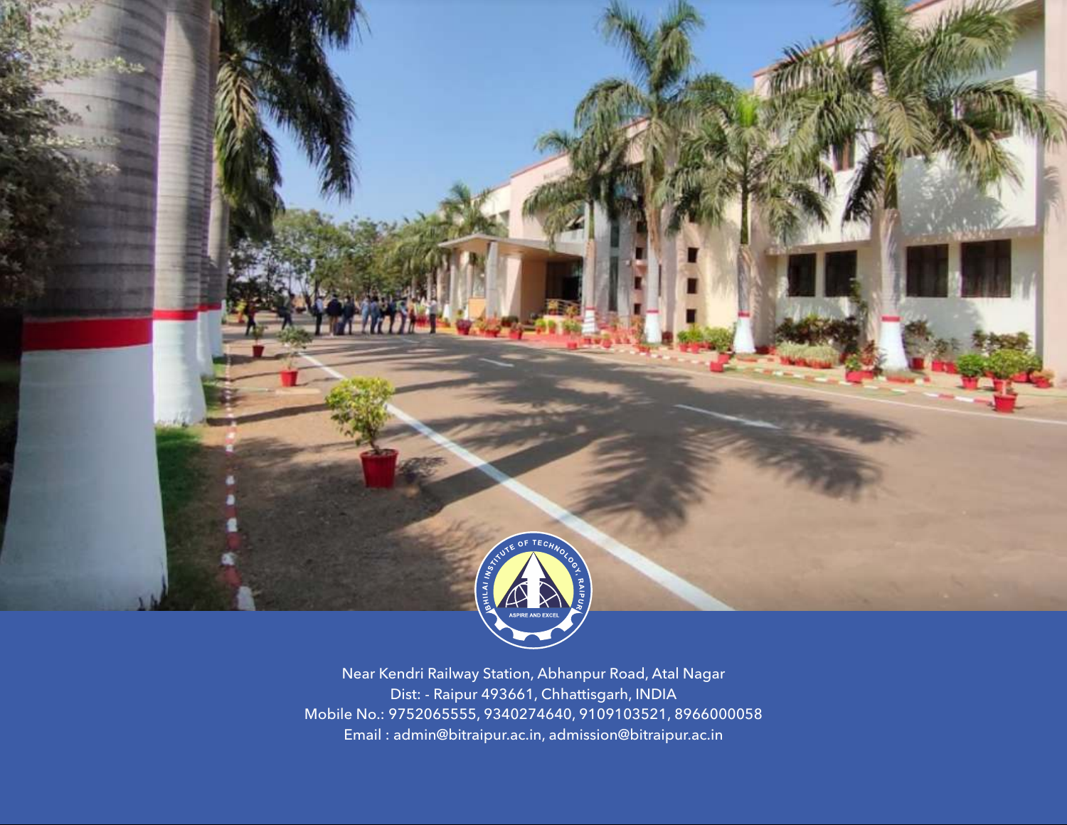Near Kendri Railway Station, Abhanpur Road, Atal Nagar
Dist: - Raipur 493661, Chhattisgarh, INDIA
Mobile No.: 9752065555, 9340274640, 9109103521, 8966000058
Email : admin@bitraipur.ac.in, admission@bitraipur.ac.in